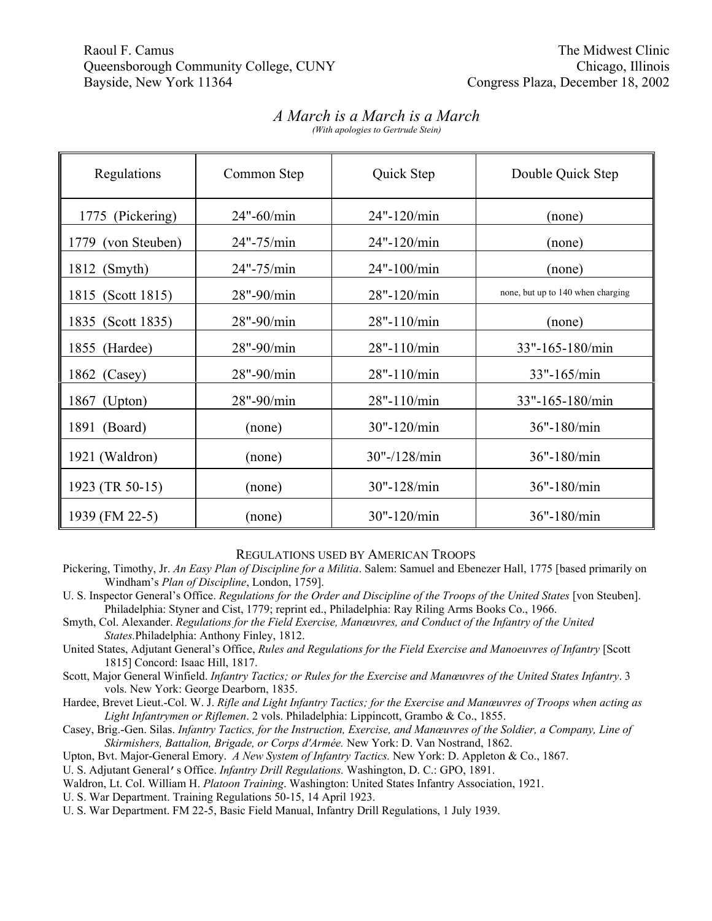Raoul F. Camus
Queensborough Community College, CUNY
Bayside, New York 11364

The Midwest Clinic
Chicago, Illinois
Congress Plaza, December 18, 2002

# *A March is a March is a March*

*(With apologies to Gertrude Stein)*

| Regulations | Common Step | Quick Step | Double Quick Step |
|---|---|---|---|
| 1775 (Pickering) | 24"-60/min | 24"-120/min | (none) |
| 1779 (von Steuben) | 24"-75/min | 24"-120/min | (none) |
| 1812 (Smyth) | 24"-75/min | 24"-100/min | (none) |
| 1815 (Scott 1815) | 28"-90/min | 28"-120/min | none, but up to 140 when charging |
| 1835 (Scott 1835) | 28"-90/min | 28"-110/min | (none) |
| 1855 (Hardee) | 28"-90/min | 28"-110/min | 33"-165-180/min |
| 1862 (Casey) | 28"-90/min | 28"-110/min | 33"-165/min |
| 1867 (Upton) | 28"-90/min | 28"-110/min | 33"-165-180/min |
| 1891 (Board) | (none) | 30"-120/min | 36"-180/min |
| 1921 (Waldron) | (none) | 30"-/128/min | 36"-180/min |
| 1923 (TR 50-15) | (none) | 30"-128/min | 36"-180/min |
| 1939 (FM 22-5) | (none) | 30"-120/min | 36"-180/min |

## Regulations Used by American Troops

Pickering, Timothy, Jr. *An Easy Plan of Discipline for a Militia*. Salem: Samuel and Ebenezer Hall, 1775 [based primarily on Windham's *Plan of Discipline*, London, 1759].

U. S. Inspector General's Office. *Regulations for the Order and Discipline of the Troops of the United States* [von Steuben]. Philadelphia: Styner and Cist, 1779; reprint ed., Philadelphia: Ray Riling Arms Books Co., 1966.

Smyth, Col. Alexander. *Regulations for the Field Exercise, Manœuvres, and Conduct of the Infantry of the United States.* Philadelphia: Anthony Finley, 1812.

United States, Adjutant General's Office, *Rules and Regulations for the Field Exercise and Manoeuvres of Infantry* [Scott 1815] Concord: Isaac Hill, 1817.

Scott, Major General Winfield. *Infantry Tactics; or Rules for the Exercise and Manœuvres of the United States Infantry*. 3 vols. New York: George Dearborn, 1835.

Hardee, Brevet Lieut.-Col. W. J. *Rifle and Light Infantry Tactics; for the Exercise and Manœuvres of Troops when acting as Light Infantrymen or Riflemen*. 2 vols. Philadelphia: Lippincott, Grambo & Co., 1855.

Casey, Brig.-Gen. Silas. *Infantry Tactics, for the Instruction, Exercise, and Manœuvres of the Soldier, a Company, Line of Skirmishers, Battalion, Brigade, or Corps d'Armée.* New York: D. Van Nostrand, 1862.

Upton, Bvt. Major-General Emory. *A New System of Infantry Tactics.* New York: D. Appleton & Co., 1867.

U. S. Adjutant General's Office. *Infantry Drill Regulations.* Washington, D. C.: GPO, 1891.

Waldron, Lt. Col. William H. *Platoon Training*. Washington: United States Infantry Association, 1921.

U. S. War Department. Training Regulations 50-15, 14 April 1923.

U. S. War Department. FM 22-5, Basic Field Manual, Infantry Drill Regulations, 1 July 1939.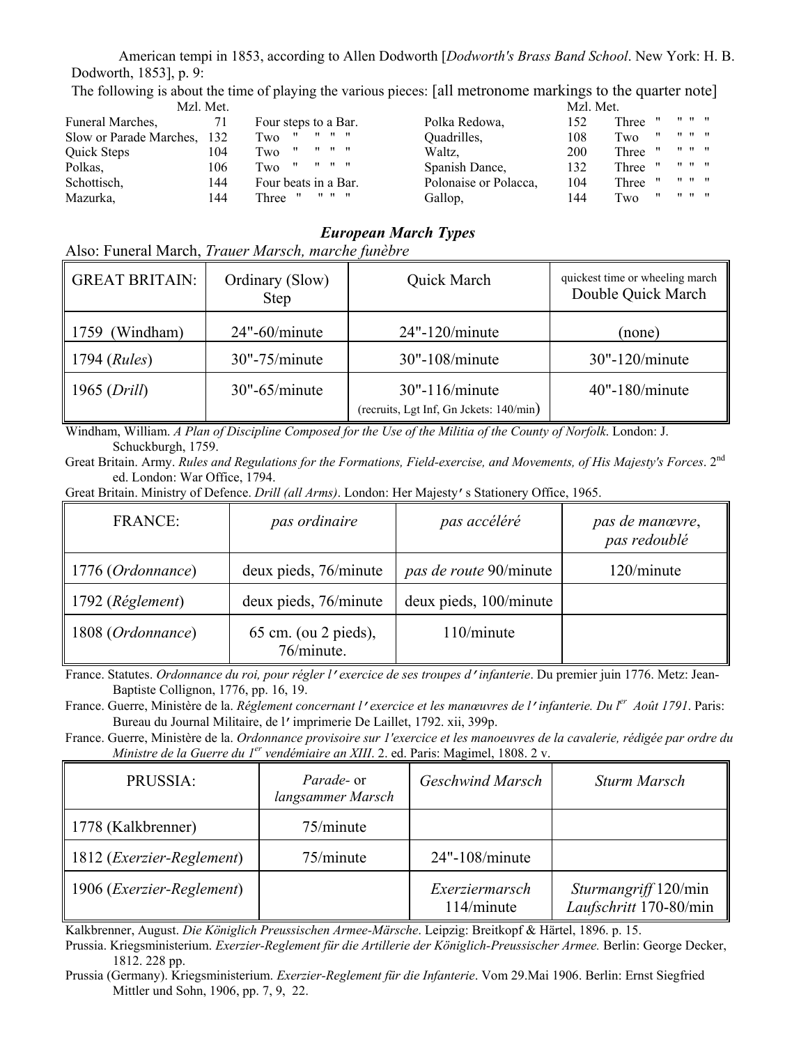American tempi in 1853, according to Allen Dodworth [*Dodworth's Brass Band School*. New York: H. B. Dodworth, 1853], p. 9:

The following is about the time of playing the various pieces: [all metronome markings to the quarter note]

| | Mzl. Met. | | | Mzl. Met. | |
|---|---|---|---|---|---|
| Funeral Marches, | 71 | Four steps to a Bar. | Polka Redowa, | 152 | Three " " " " |
| Slow or Parade Marches, | 132 | Two " " " " | Quadrilles, | 108 | Two " " " " |
| Quick Steps | 104 | Two " " " " | Waltz, | 200 | Three " " " " |
| Polkas, | 106 | Two " " " " | Spanish Dance, | 132 | Three " " " " |
| Schottisch, | 144 | Four beats in a Bar. | Polonaise or Polacca, | 104 | Three " " " " |
| Mazurka, | 144 | Three " " " " | Gallop, | 144 | Two " " " " |

## *European March Types*

Also: Funeral March, *Trauer Marsch, marche funèbre*

| GREAT BRITAIN: | Ordinary (Slow) Step | Quick March | quickest time or wheeling march Double Quick March |
|---|---|---|---|
| 1759 (Windham) | 24"-60/minute | 24"-120/minute | (none) |
| 1794 (*Rules*) | 30"-75/minute | 30"-108/minute | 30"-120/minute |
| 1965 (*Drill*) | 30"-65/minute | 30"-116/minute (recruits, Lgt Inf, Gn Jckets: 140/min) | 40"-180/minute |

Windham, William. *A Plan of Discipline Composed for the Use of the Militia of the County of Norfolk*. London: J. Schuckburgh, 1759.

Great Britain. Army. *Rules and Regulations for the Formations, Field-exercise, and Movements, of His Majesty's Forces*. 2nd ed. London: War Office, 1794.

Great Britain. Ministry of Defence. *Drill (all Arms)*. London: Her Majesty's Stationery Office, 1965.

| FRANCE: | *pas ordinaire* | *pas accéléré* | *pas de manœvre, pas redoublé* |
|---|---|---|---|
| 1776 (*Ordonnance*) | deux pieds, 76/minute | *pas de route* 90/minute | 120/minute |
| 1792 (*Réglement*) | deux pieds, 76/minute | deux pieds, 100/minute | |
| 1808 (*Ordonnance*) | 65 cm. (ou 2 pieds), 76/minute. | 110/minute | |

France. Statutes. *Ordonnance du roi, pour régler l'exercice de ses troupes d'infanterie*. Du premier juin 1776. Metz: Jean-Baptiste Collignon, 1776, pp. 16, 19.

France. Guerre, Ministère de la. *Réglement concernant l'exercice et les manœuvres de l'infanterie. Du 1er Août 1791*. Paris: Bureau du Journal Militaire, de l'imprimerie De Laillet, 1792. xii, 399p.

France. Guerre, Ministère de la. *Ordonnance provisoire sur l'exercice et les manoeuvres de la cavalerie, rédigée par ordre du Ministre de la Guerre du 1er vendémiaire an XIII*. 2. ed. Paris: Magimel, 1808. 2 v.

| PRUSSIA: | *Parade-* or *langsammer Marsch* | *Geschwind Marsch* | *Sturm Marsch* |
|---|---|---|---|
| 1778 (Kalkbrenner) | 75/minute | | |
| 1812 (*Exerzier-Reglement*) | 75/minute | 24"-108/minute | |
| 1906 (*Exerzier-Reglement*) | | *Exerziermarsch* 114/minute | *Sturmangriff* 120/min *Laufschritt* 170-80/min |

Kalkbrenner, August. *Die Königlich Preussischen Armee-Märsche*. Leipzig: Breitkopf & Härtel, 1896. p. 15.

Prussia. Kriegsministerium. *Exerzier-Reglement für die Artillerie der Königlich-Preussischer Armee.* Berlin: George Decker, 1812. 228 pp.

Prussia (Germany). Kriegsministerium. *Exerzier-Reglement für die Infanterie*. Vom 29.Mai 1906. Berlin: Ernst Siegfried Mittler und Sohn, 1906, pp. 7, 9, 22.